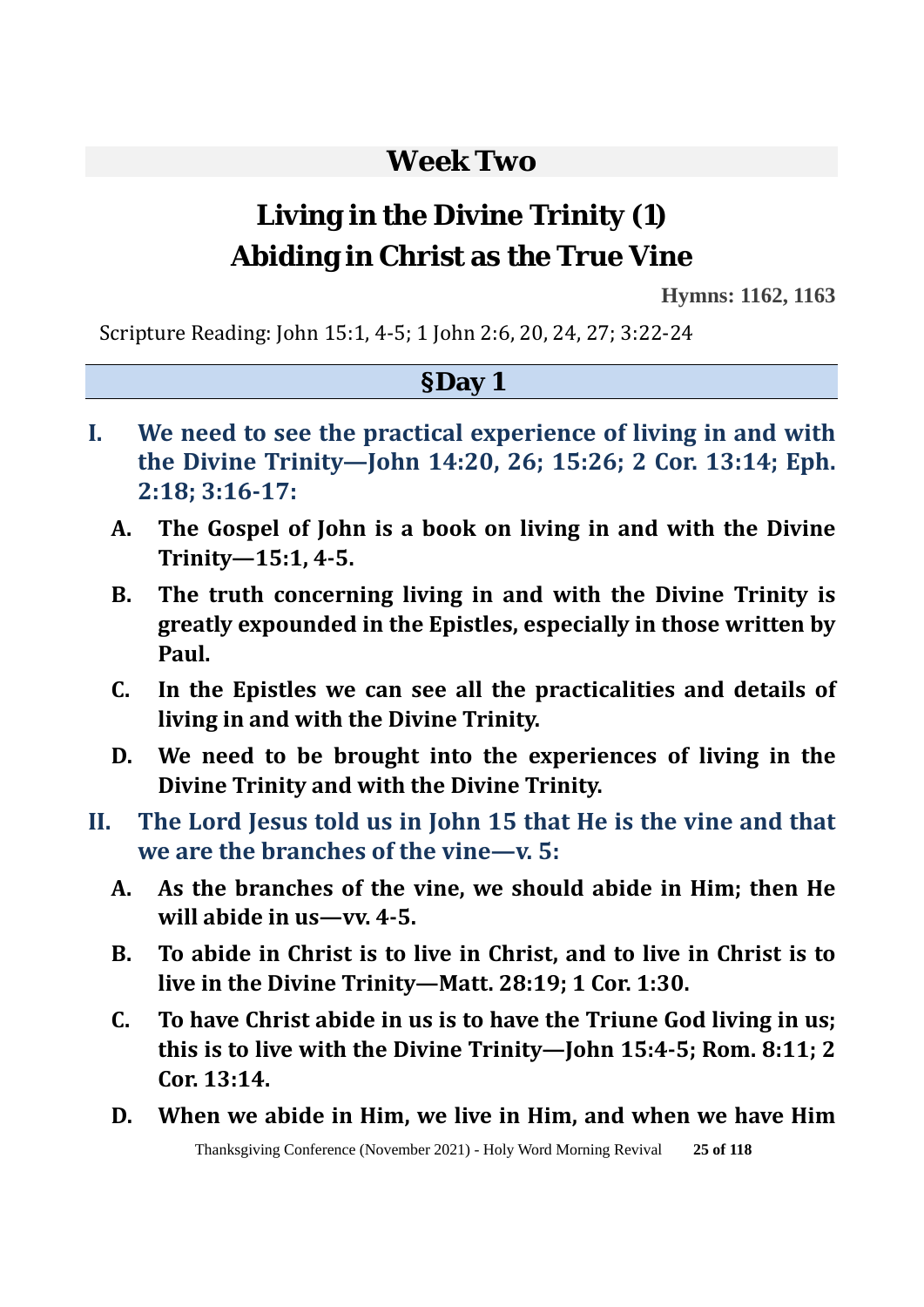# Week Two

## Living in the Divine Trinity (1)
## Abiding in Christ as the True Vine

**Hymns: 1162, 1163**

Scripture Reading: John 15:1, 4-5; 1 John 2:6, 20, 24, 27; 3:22-24

### §Day 1

**I. We need to see the practical experience of living in and with the Divine Trinity—John 14:20, 26; 15:26; 2 Cor. 13:14; Eph. 2:18; 3:16-17:**

- **A. The Gospel of John is a book on living in and with the Divine Trinity—15:1, 4-5.**
- **B. The truth concerning living in and with the Divine Trinity is greatly expounded in the Epistles, especially in those written by Paul.**
- **C. In the Epistles we can see all the practicalities and details of living in and with the Divine Trinity.**
- **D. We need to be brought into the experiences of living in the Divine Trinity and with the Divine Trinity.**

**II. The Lord Jesus told us in John 15 that He is the vine and that we are the branches of the vine—v. 5:**

- **A. As the branches of the vine, we should abide in Him; then He will abide in us—vv. 4-5.**
- **B. To abide in Christ is to live in Christ, and to live in Christ is to live in the Divine Trinity—Matt. 28:19; 1 Cor. 1:30.**
- **C. To have Christ abide in us is to have the Triune God living in us; this is to live with the Divine Trinity—John 15:4-5; Rom. 8:11; 2 Cor. 13:14.**
- **D. When we abide in Him, we live in Him, and when we have Him**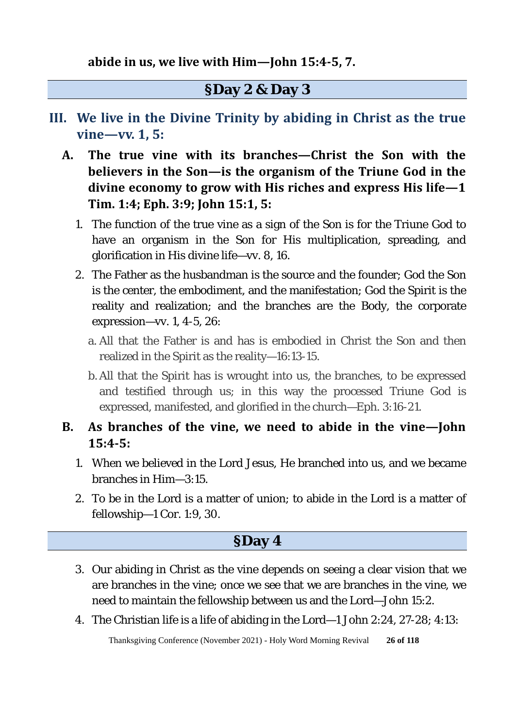**abide in us, we live with Him—John 15:4-5, 7.**

## §Day 2 & Day 3

### III. We live in the Divine Trinity by abiding in Christ as the true vine—vv. 1, 5:

**A. The true vine with its branches—Christ the Son with the believers in the Son—is the organism of the Triune God in the divine economy to grow with His riches and express His life—1 Tim. 1:4; Eph. 3:9; John 15:1, 5:**

1. The function of the true vine as a sign of the Son is for the Triune God to have an organism in the Son for His multiplication, spreading, and glorification in His divine life—vv. 8, 16.
2. The Father as the husbandman is the source and the founder; God the Son is the center, the embodiment, and the manifestation; God the Spirit is the reality and realization; and the branches are the Body, the corporate expression—vv. 1, 4-5, 26:
   a. All that the Father is and has is embodied in Christ the Son and then realized in the Spirit as the reality—16:13-15.
   b. All that the Spirit has is wrought into us, the branches, to be expressed and testified through us; in this way the processed Triune God is expressed, manifested, and glorified in the church—Eph. 3:16-21.

**B. As branches of the vine, we need to abide in the vine—John 15:4-5:**

1. When we believed in the Lord Jesus, He branched into us, and we became branches in Him—3:15.
2. To be in the Lord is a matter of union; to abide in the Lord is a matter of fellowship—1 Cor. 1:9, 30.

## §Day 4

3. Our abiding in Christ as the vine depends on seeing a clear vision that we are branches in the vine; once we see that we are branches in the vine, we need to maintain the fellowship between us and the Lord—John 15:2.
4. The Christian life is a life of abiding in the Lord—1 John 2:24, 27-28; 4:13: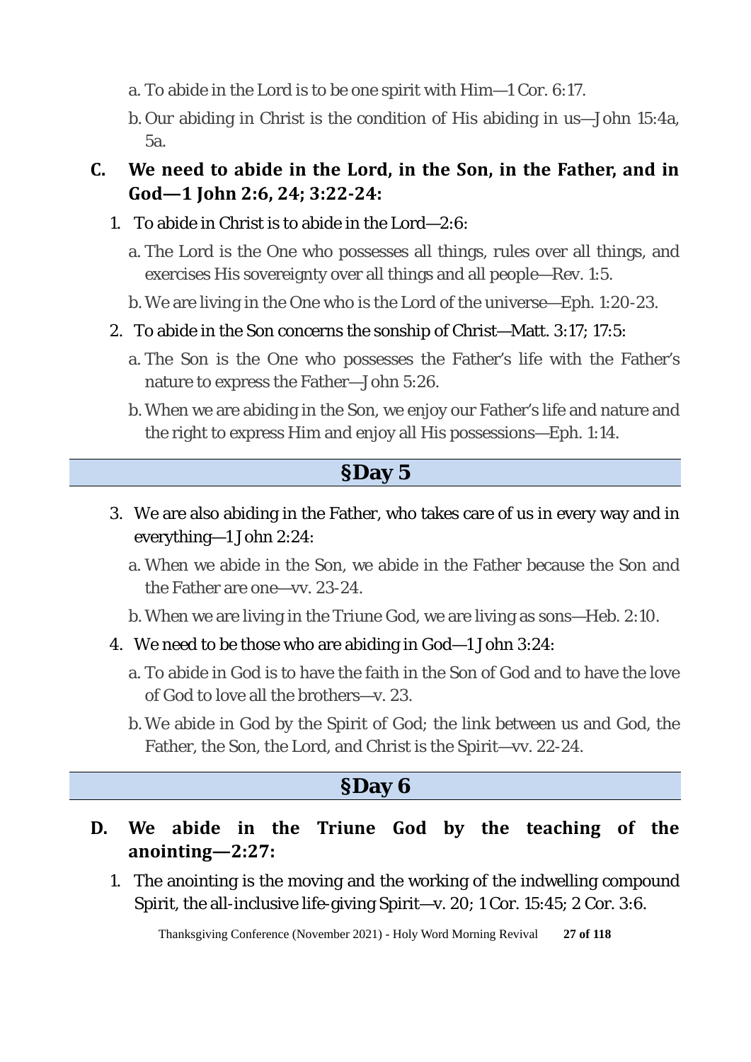a. To abide in the Lord is to be one spirit with Him—1 Cor. 6:17.

b. Our abiding in Christ is the condition of His abiding in us—John 15:4a, 5a.

### C. We need to abide in the Lord, in the Son, in the Father, and in God—1 John 2:6, 24; 3:22-24:

1. To abide in Christ is to abide in the Lord—2:6:

   a. The Lord is the One who possesses all things, rules over all things, and exercises His sovereignty over all things and all people—Rev. 1:5.

   b. We are living in the One who is the Lord of the universe—Eph. 1:20-23.

2. To abide in the Son concerns the sonship of Christ—Matt. 3:17; 17:5:

   a. The Son is the One who possesses the Father's life with the Father's nature to express the Father—John 5:26.

   b. When we are abiding in the Son, we enjoy our Father's life and nature and the right to express Him and enjoy all His possessions—Eph. 1:14.

## §Day 5

3. We are also abiding in the Father, who takes care of us in every way and in everything—1 John 2:24:

   a. When we abide in the Son, we abide in the Father because the Son and the Father are one—vv. 23-24.

   b. When we are living in the Triune God, we are living as sons—Heb. 2:10.

4. We need to be those who are abiding in God—1 John 3:24:

   a. To abide in God is to have the faith in the Son of God and to have the love of God to love all the brothers—v. 23.

   b. We abide in God by the Spirit of God; the link between us and God, the Father, the Son, the Lord, and Christ is the Spirit—vv. 22-24.

## §Day 6

### D. We abide in the Triune God by the teaching of the anointing—2:27:

1. The anointing is the moving and the working of the indwelling compound Spirit, the all-inclusive life-giving Spirit—v. 20; 1 Cor. 15:45; 2 Cor. 3:6.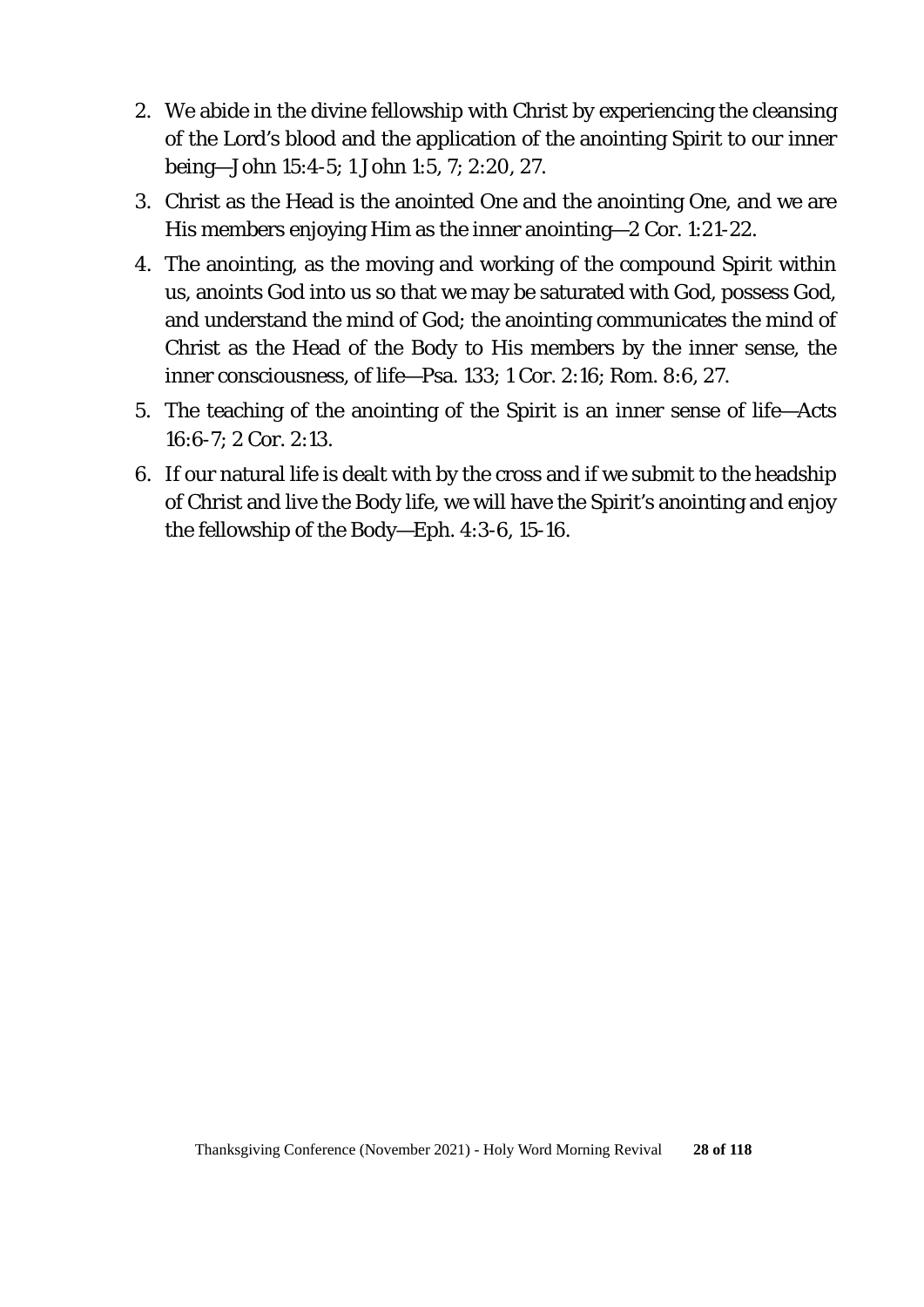2. We abide in the divine fellowship with Christ by experiencing the cleansing of the Lord's blood and the application of the anointing Spirit to our inner being—John 15:4-5; 1 John 1:5, 7; 2:20, 27.
3. Christ as the Head is the anointed One and the anointing One, and we are His members enjoying Him as the inner anointing—2 Cor. 1:21-22.
4. The anointing, as the moving and working of the compound Spirit within us, anoints God into us so that we may be saturated with God, possess God, and understand the mind of God; the anointing communicates the mind of Christ as the Head of the Body to His members by the inner sense, the inner consciousness, of life—Psa. 133; 1 Cor. 2:16; Rom. 8:6, 27.
5. The teaching of the anointing of the Spirit is an inner sense of life—Acts 16:6-7; 2 Cor. 2:13.
6. If our natural life is dealt with by the cross and if we submit to the headship of Christ and live the Body life, we will have the Spirit's anointing and enjoy the fellowship of the Body—Eph. 4:3-6, 15-16.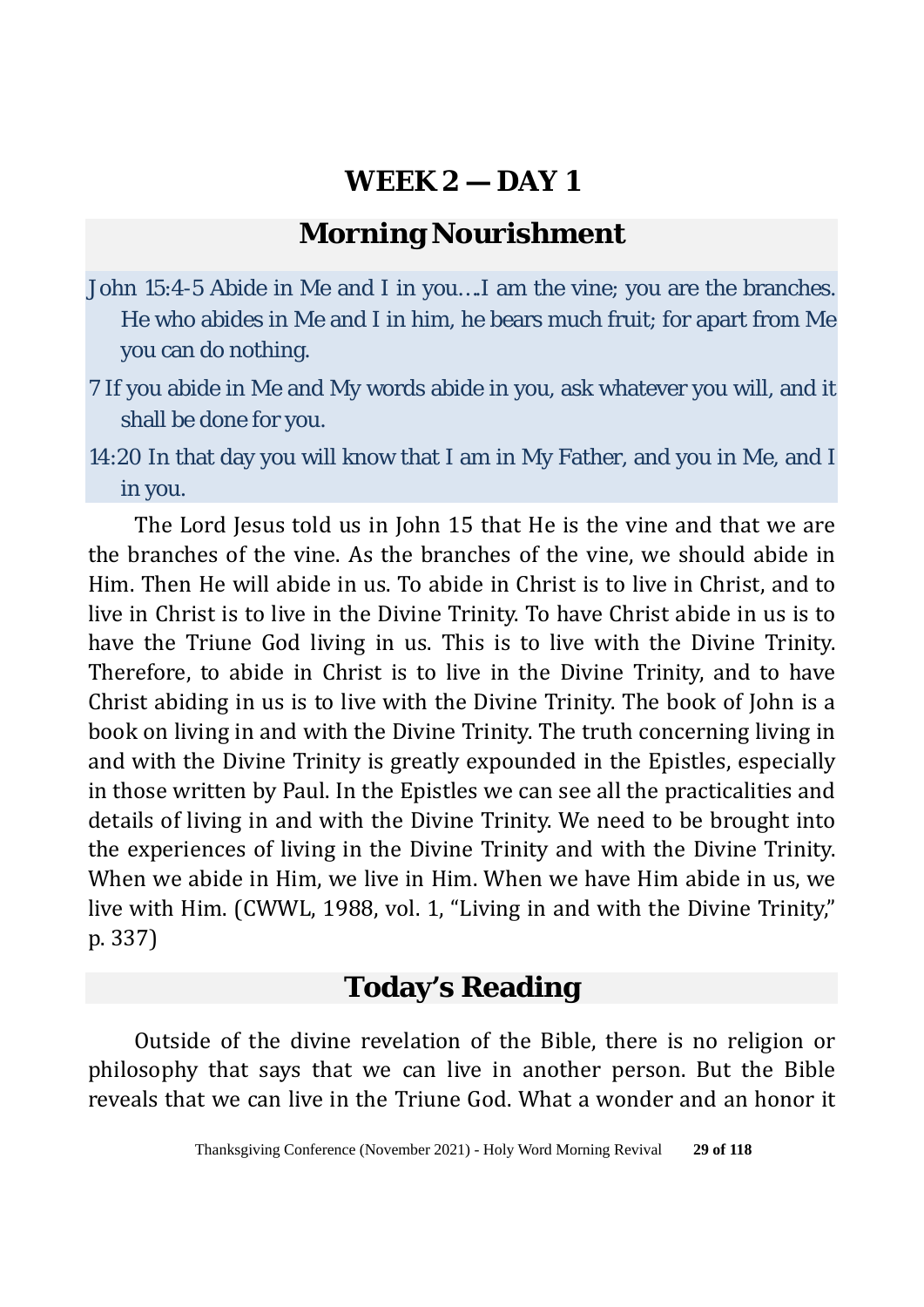# WEEK 2 — DAY 1

## Morning Nourishment

John 15:4-5 Abide in Me and I in you….I am the vine; you are the branches. He who abides in Me and I in him, he bears much fruit; for apart from Me you can do nothing.

7 If you abide in Me and My words abide in you, ask whatever you will, and it shall be done for you.

14:20 In that day you will know that I am in My Father, and you in Me, and I in you.

The Lord Jesus told us in John 15 that He is the vine and that we are the branches of the vine. As the branches of the vine, we should abide in Him. Then He will abide in us. To abide in Christ is to live in Christ, and to live in Christ is to live in the Divine Trinity. To have Christ abide in us is to have the Triune God living in us. This is to live with the Divine Trinity. Therefore, to abide in Christ is to live in the Divine Trinity, and to have Christ abiding in us is to live with the Divine Trinity. The book of John is a book on living in and with the Divine Trinity. The truth concerning living in and with the Divine Trinity is greatly expounded in the Epistles, especially in those written by Paul. In the Epistles we can see all the practicalities and details of living in and with the Divine Trinity. We need to be brought into the experiences of living in the Divine Trinity and with the Divine Trinity. When we abide in Him, we live in Him. When we have Him abide in us, we live with Him. (CWWL, 1988, vol. 1, "Living in and with the Divine Trinity," p. 337)

## Today's Reading

Outside of the divine revelation of the Bible, there is no religion or philosophy that says that we can live in another person. But the Bible reveals that we can live in the Triune God. What a wonder and an honor it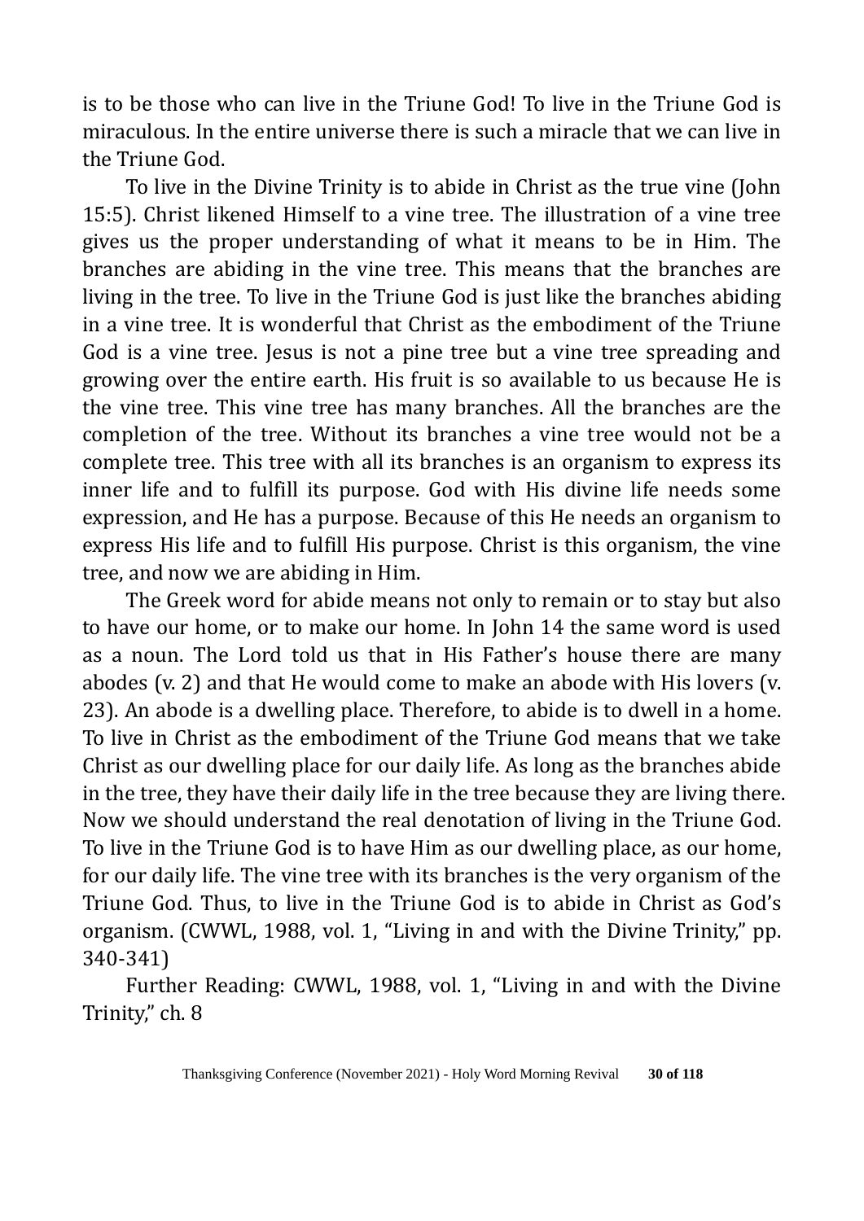is to be those who can live in the Triune God! To live in the Triune God is miraculous. In the entire universe there is such a miracle that we can live in the Triune God.

To live in the Divine Trinity is to abide in Christ as the true vine (John 15:5). Christ likened Himself to a vine tree. The illustration of a vine tree gives us the proper understanding of what it means to be in Him. The branches are abiding in the vine tree. This means that the branches are living in the tree. To live in the Triune God is just like the branches abiding in a vine tree. It is wonderful that Christ as the embodiment of the Triune God is a vine tree. Jesus is not a pine tree but a vine tree spreading and growing over the entire earth. His fruit is so available to us because He is the vine tree. This vine tree has many branches. All the branches are the completion of the tree. Without its branches a vine tree would not be a complete tree. This tree with all its branches is an organism to express its inner life and to fulfill its purpose. God with His divine life needs some expression, and He has a purpose. Because of this He needs an organism to express His life and to fulfill His purpose. Christ is this organism, the vine tree, and now we are abiding in Him.

The Greek word for abide means not only to remain or to stay but also to have our home, or to make our home. In John 14 the same word is used as a noun. The Lord told us that in His Father's house there are many abodes (v. 2) and that He would come to make an abode with His lovers (v. 23). An abode is a dwelling place. Therefore, to abide is to dwell in a home. To live in Christ as the embodiment of the Triune God means that we take Christ as our dwelling place for our daily life. As long as the branches abide in the tree, they have their daily life in the tree because they are living there. Now we should understand the real denotation of living in the Triune God. To live in the Triune God is to have Him as our dwelling place, as our home, for our daily life. The vine tree with its branches is the very organism of the Triune God. Thus, to live in the Triune God is to abide in Christ as God's organism. (CWWL, 1988, vol. 1, "Living in and with the Divine Trinity," pp. 340-341)

Further Reading: CWWL, 1988, vol. 1, "Living in and with the Divine Trinity," ch. 8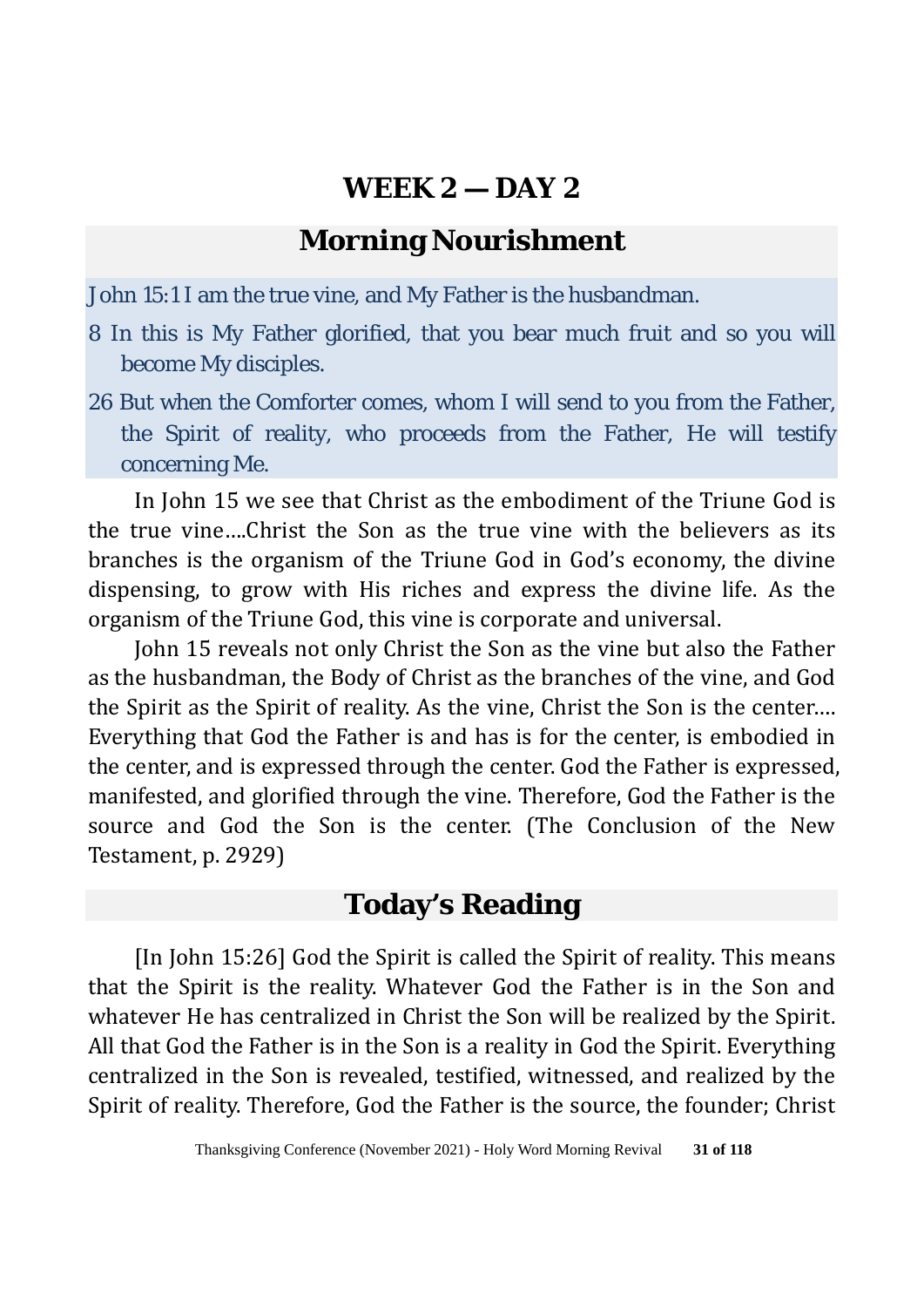# WEEK 2 — DAY 2

## Morning Nourishment

John 15:1 I am the true vine, and My Father is the husbandman.

8 In this is My Father glorified, that you bear much fruit and so you will become My disciples.

26 But when the Comforter comes, whom I will send to you from the Father, the Spirit of reality, who proceeds from the Father, He will testify concerning Me.

In John 15 we see that Christ as the embodiment of the Triune God is the true vine….Christ the Son as the true vine with the believers as its branches is the organism of the Triune God in God's economy, the divine dispensing, to grow with His riches and express the divine life. As the organism of the Triune God, this vine is corporate and universal.

John 15 reveals not only Christ the Son as the vine but also the Father as the husbandman, the Body of Christ as the branches of the vine, and God the Spirit as the Spirit of reality. As the vine, Christ the Son is the center…. Everything that God the Father is and has is for the center, is embodied in the center, and is expressed through the center. God the Father is expressed, manifested, and glorified through the vine. Therefore, God the Father is the source and God the Son is the center. (The Conclusion of the New Testament, p. 2929)

## Today's Reading

[In John 15:26] God the Spirit is called the Spirit of reality. This means that the Spirit is the reality. Whatever God the Father is in the Son and whatever He has centralized in Christ the Son will be realized by the Spirit. All that God the Father is in the Son is a reality in God the Spirit. Everything centralized in the Son is revealed, testified, witnessed, and realized by the Spirit of reality. Therefore, God the Father is the source, the founder; Christ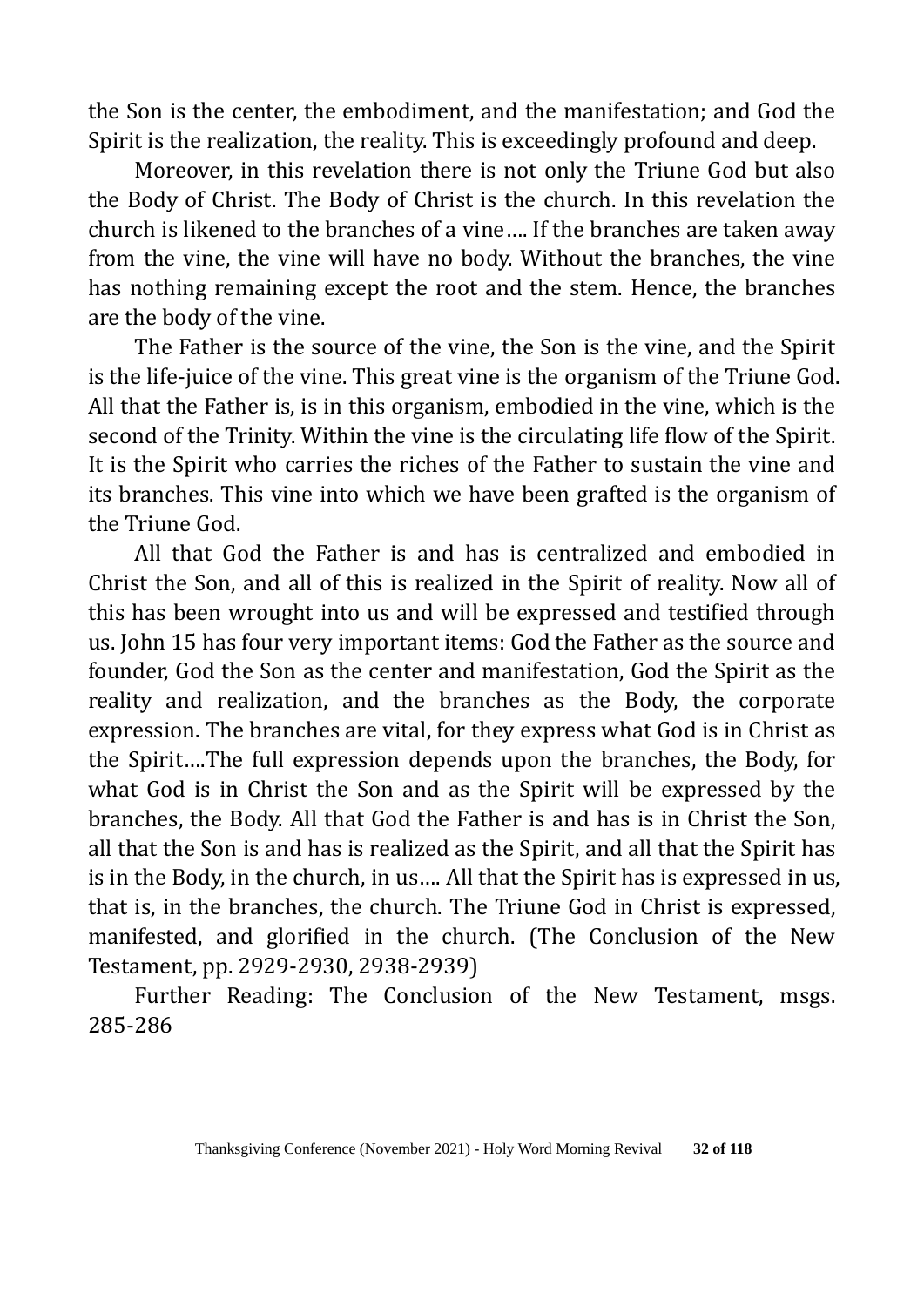the Son is the center, the embodiment, and the manifestation; and God the Spirit is the realization, the reality. This is exceedingly profound and deep.

Moreover, in this revelation there is not only the Triune God but also the Body of Christ. The Body of Christ is the church. In this revelation the church is likened to the branches of a vine.... If the branches are taken away from the vine, the vine will have no body. Without the branches, the vine has nothing remaining except the root and the stem. Hence, the branches are the body of the vine.

The Father is the source of the vine, the Son is the vine, and the Spirit is the life-juice of the vine. This great vine is the organism of the Triune God. All that the Father is, is in this organism, embodied in the vine, which is the second of the Trinity. Within the vine is the circulating life flow of the Spirit. It is the Spirit who carries the riches of the Father to sustain the vine and its branches. This vine into which we have been grafted is the organism of the Triune God.

All that God the Father is and has is centralized and embodied in Christ the Son, and all of this is realized in the Spirit of reality. Now all of this has been wrought into us and will be expressed and testified through us. John 15 has four very important items: God the Father as the source and founder, God the Son as the center and manifestation, God the Spirit as the reality and realization, and the branches as the Body, the corporate expression. The branches are vital, for they express what God is in Christ as the Spirit....The full expression depends upon the branches, the Body, for what God is in Christ the Son and as the Spirit will be expressed by the branches, the Body. All that God the Father is and has is in Christ the Son, all that the Son is and has is realized as the Spirit, and all that the Spirit has is in the Body, in the church, in us.... All that the Spirit has is expressed in us, that is, in the branches, the church. The Triune God in Christ is expressed, manifested, and glorified in the church. (The Conclusion of the New Testament, pp. 2929-2930, 2938-2939)

Further Reading: The Conclusion of the New Testament, msgs. 285-286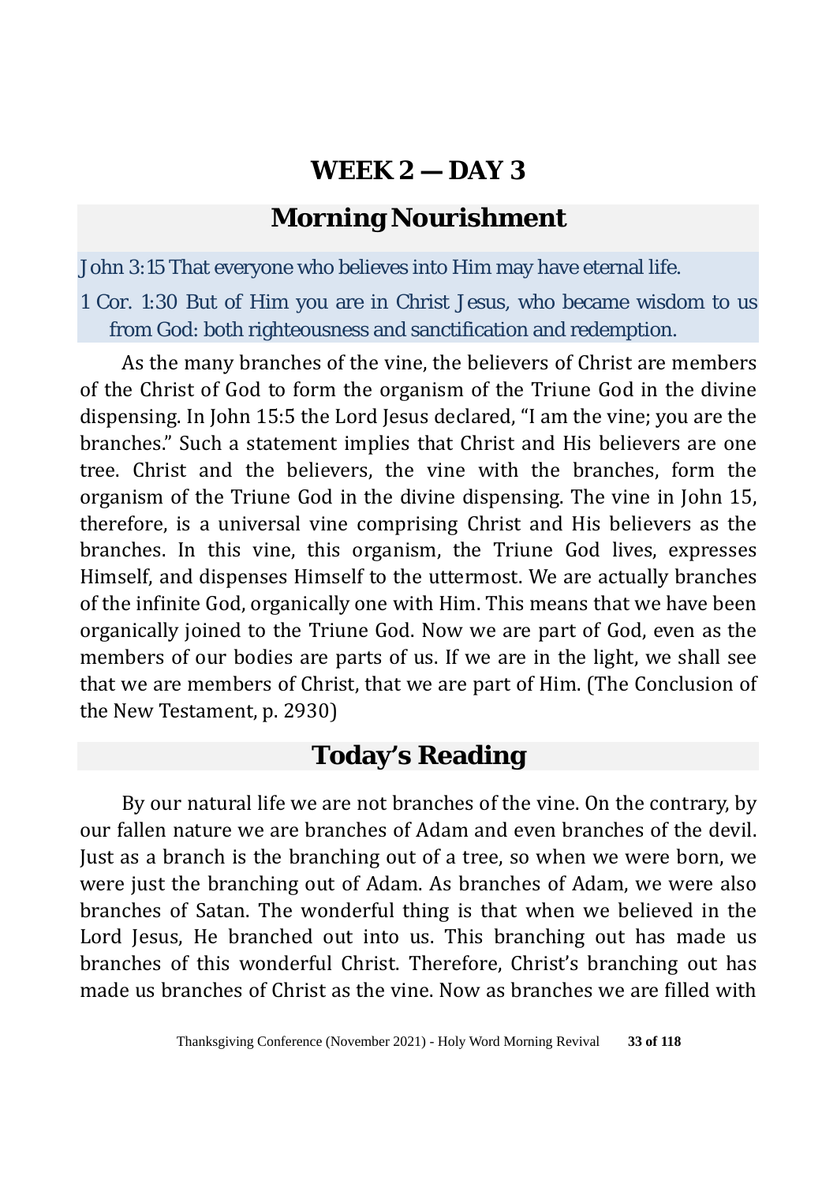# WEEK 2 — DAY 3

## Morning Nourishment

John 3:15 That everyone who believes into Him may have eternal life.

1 Cor. 1:30 But of Him you are in Christ Jesus, who became wisdom to us from God: both righteousness and sanctification and redemption.

As the many branches of the vine, the believers of Christ are members of the Christ of God to form the organism of the Triune God in the divine dispensing. In John 15:5 the Lord Jesus declared, "I am the vine; you are the branches." Such a statement implies that Christ and His believers are one tree. Christ and the believers, the vine with the branches, form the organism of the Triune God in the divine dispensing. The vine in John 15, therefore, is a universal vine comprising Christ and His believers as the branches. In this vine, this organism, the Triune God lives, expresses Himself, and dispenses Himself to the uttermost. We are actually branches of the infinite God, organically one with Him. This means that we have been organically joined to the Triune God. Now we are part of God, even as the members of our bodies are parts of us. If we are in the light, we shall see that we are members of Christ, that we are part of Him. (The Conclusion of the New Testament, p. 2930)

## Today's Reading

By our natural life we are not branches of the vine. On the contrary, by our fallen nature we are branches of Adam and even branches of the devil. Just as a branch is the branching out of a tree, so when we were born, we were just the branching out of Adam. As branches of Adam, we were also branches of Satan. The wonderful thing is that when we believed in the Lord Jesus, He branched out into us. This branching out has made us branches of this wonderful Christ. Therefore, Christ's branching out has made us branches of Christ as the vine. Now as branches we are filled with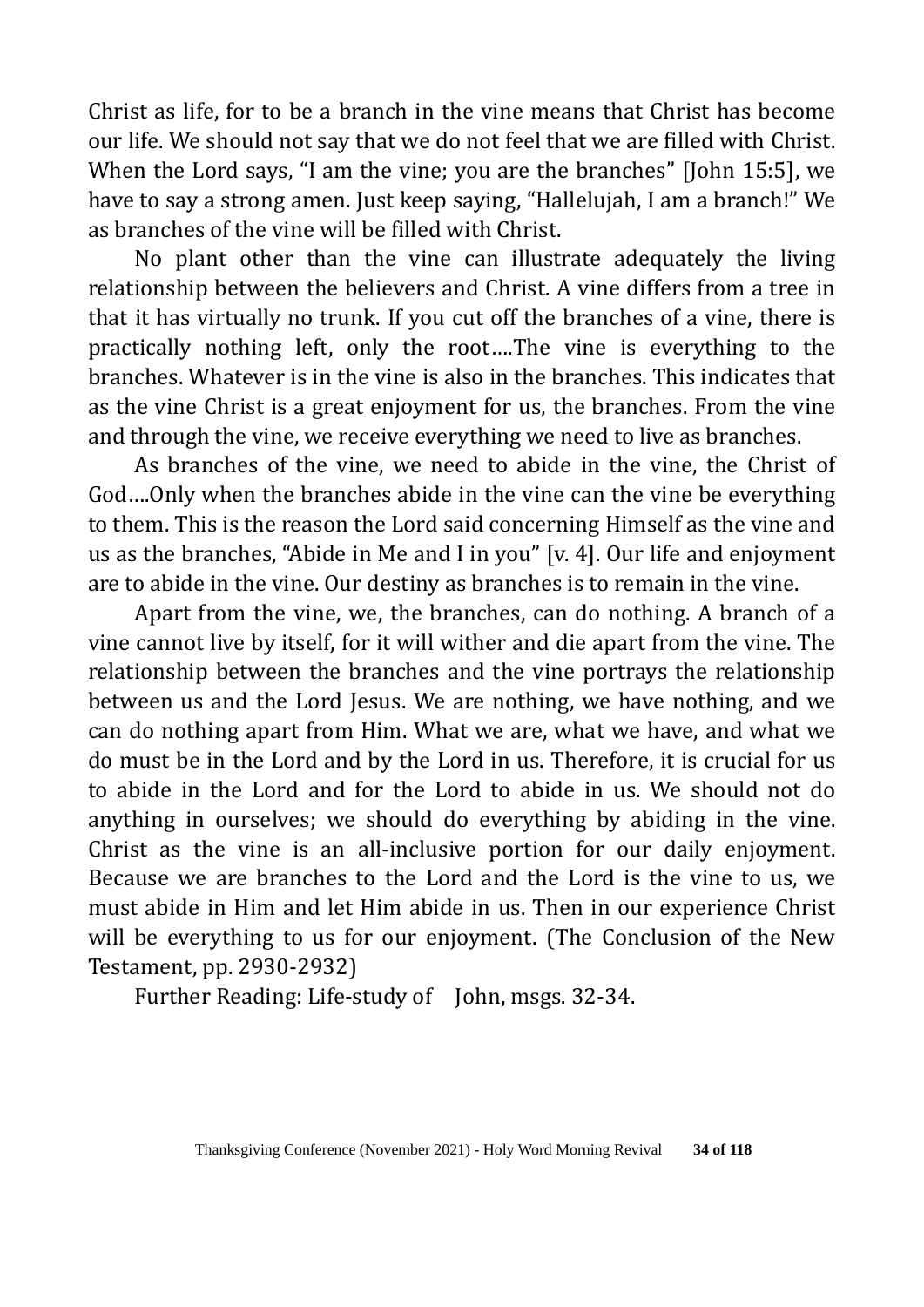Christ as life, for to be a branch in the vine means that Christ has become our life. We should not say that we do not feel that we are filled with Christ. When the Lord says, "I am the vine; you are the branches" [John 15:5], we have to say a strong amen. Just keep saying, "Hallelujah, I am a branch!" We as branches of the vine will be filled with Christ.

No plant other than the vine can illustrate adequately the living relationship between the believers and Christ. A vine differs from a tree in that it has virtually no trunk. If you cut off the branches of a vine, there is practically nothing left, only the root….The vine is everything to the branches. Whatever is in the vine is also in the branches. This indicates that as the vine Christ is a great enjoyment for us, the branches. From the vine and through the vine, we receive everything we need to live as branches.

As branches of the vine, we need to abide in the vine, the Christ of God….Only when the branches abide in the vine can the vine be everything to them. This is the reason the Lord said concerning Himself as the vine and us as the branches, "Abide in Me and I in you" [v. 4]. Our life and enjoyment are to abide in the vine. Our destiny as branches is to remain in the vine.

Apart from the vine, we, the branches, can do nothing. A branch of a vine cannot live by itself, for it will wither and die apart from the vine. The relationship between the branches and the vine portrays the relationship between us and the Lord Jesus. We are nothing, we have nothing, and we can do nothing apart from Him. What we are, what we have, and what we do must be in the Lord and by the Lord in us. Therefore, it is crucial for us to abide in the Lord and for the Lord to abide in us. We should not do anything in ourselves; we should do everything by abiding in the vine. Christ as the vine is an all-inclusive portion for our daily enjoyment. Because we are branches to the Lord and the Lord is the vine to us, we must abide in Him and let Him abide in us. Then in our experience Christ will be everything to us for our enjoyment. (The Conclusion of the New Testament, pp. 2930-2932)

Further Reading: Life-study of John, msgs. 32-34.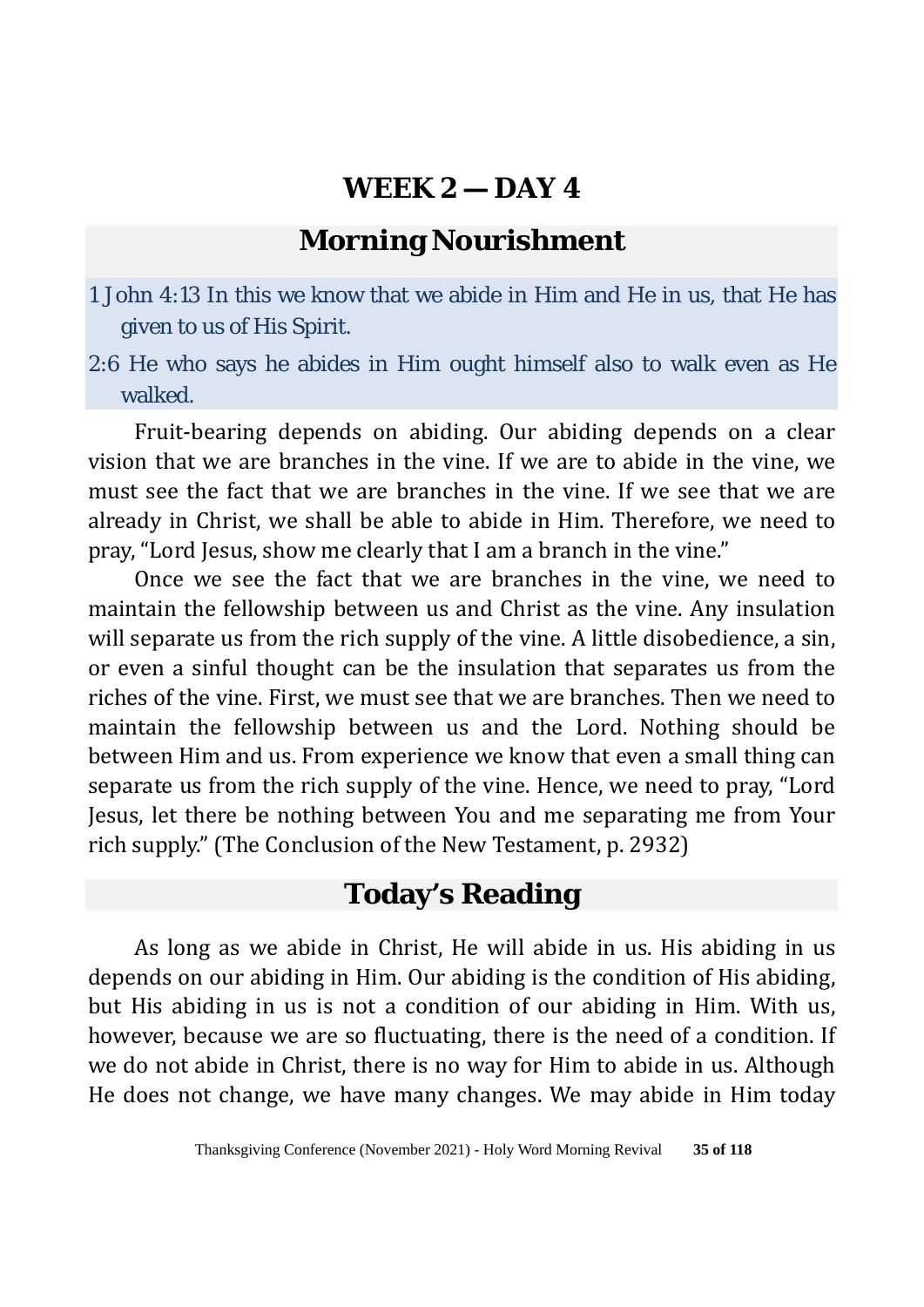# WEEK 2 — DAY 4

## Morning Nourishment

1 John 4:13 In this we know that we abide in Him and He in us, that He has given to us of His Spirit.

2:6 He who says he abides in Him ought himself also to walk even as He walked.

Fruit-bearing depends on abiding. Our abiding depends on a clear vision that we are branches in the vine. If we are to abide in the vine, we must see the fact that we are branches in the vine. If we see that we are already in Christ, we shall be able to abide in Him. Therefore, we need to pray, "Lord Jesus, show me clearly that I am a branch in the vine."

Once we see the fact that we are branches in the vine, we need to maintain the fellowship between us and Christ as the vine. Any insulation will separate us from the rich supply of the vine. A little disobedience, a sin, or even a sinful thought can be the insulation that separates us from the riches of the vine. First, we must see that we are branches. Then we need to maintain the fellowship between us and the Lord. Nothing should be between Him and us. From experience we know that even a small thing can separate us from the rich supply of the vine. Hence, we need to pray, "Lord Jesus, let there be nothing between You and me separating me from Your rich supply." (The Conclusion of the New Testament, p. 2932)

## Today's Reading

As long as we abide in Christ, He will abide in us. His abiding in us depends on our abiding in Him. Our abiding is the condition of His abiding, but His abiding in us is not a condition of our abiding in Him. With us, however, because we are so fluctuating, there is the need of a condition. If we do not abide in Christ, there is no way for Him to abide in us. Although He does not change, we have many changes. We may abide in Him today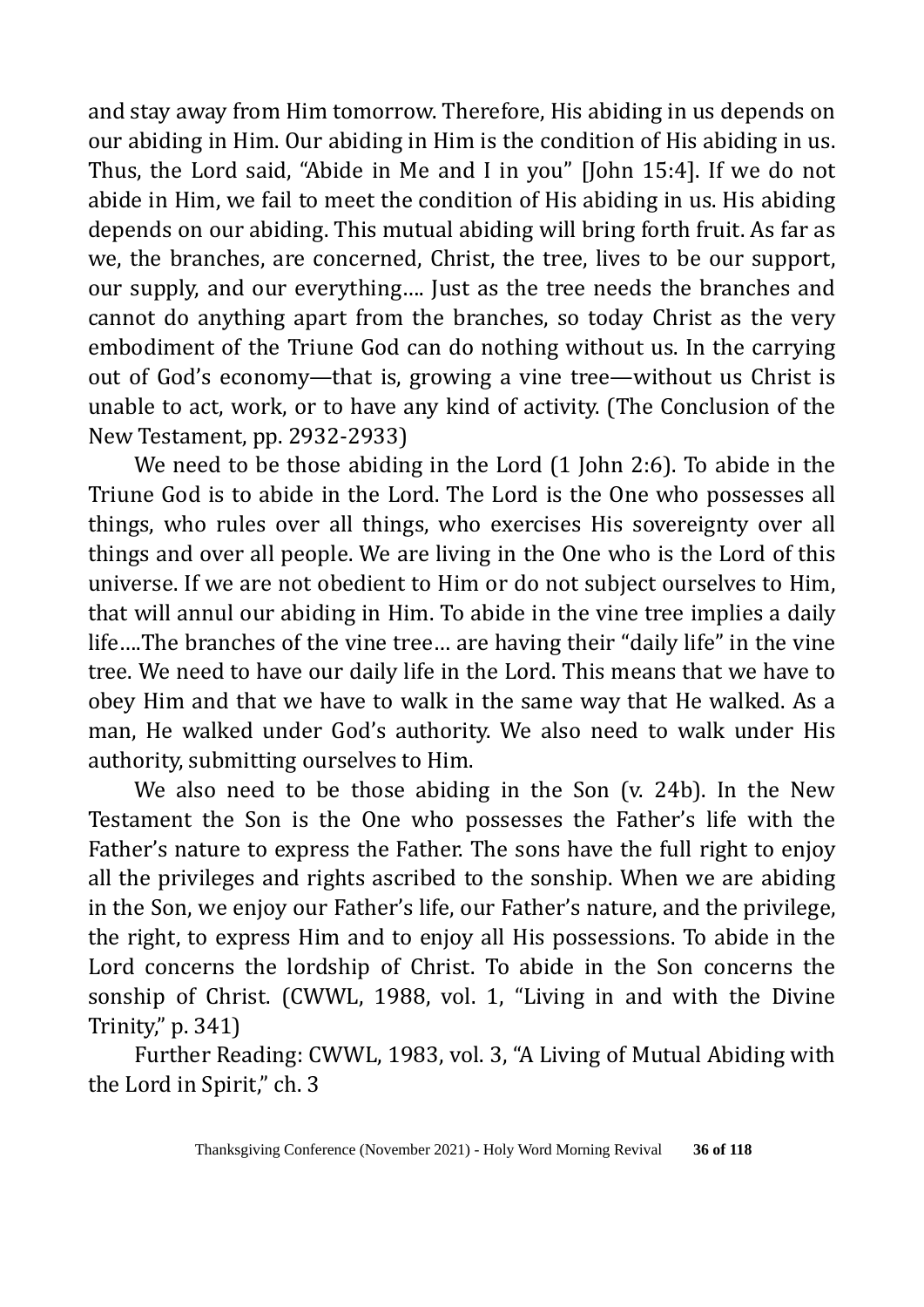and stay away from Him tomorrow. Therefore, His abiding in us depends on our abiding in Him. Our abiding in Him is the condition of His abiding in us. Thus, the Lord said, "Abide in Me and I in you" [John 15:4]. If we do not abide in Him, we fail to meet the condition of His abiding in us. His abiding depends on our abiding. This mutual abiding will bring forth fruit. As far as we, the branches, are concerned, Christ, the tree, lives to be our support, our supply, and our everything.... Just as the tree needs the branches and cannot do anything apart from the branches, so today Christ as the very embodiment of the Triune God can do nothing without us. In the carrying out of God's economy—that is, growing a vine tree—without us Christ is unable to act, work, or to have any kind of activity. (The Conclusion of the New Testament, pp. 2932-2933)

We need to be those abiding in the Lord (1 John 2:6). To abide in the Triune God is to abide in the Lord. The Lord is the One who possesses all things, who rules over all things, who exercises His sovereignty over all things and over all people. We are living in the One who is the Lord of this universe. If we are not obedient to Him or do not subject ourselves to Him, that will annul our abiding in Him. To abide in the vine tree implies a daily life....The branches of the vine tree... are having their "daily life" in the vine tree. We need to have our daily life in the Lord. This means that we have to obey Him and that we have to walk in the same way that He walked. As a man, He walked under God's authority. We also need to walk under His authority, submitting ourselves to Him.

We also need to be those abiding in the Son (v. 24b). In the New Testament the Son is the One who possesses the Father's life with the Father's nature to express the Father. The sons have the full right to enjoy all the privileges and rights ascribed to the sonship. When we are abiding in the Son, we enjoy our Father's life, our Father's nature, and the privilege, the right, to express Him and to enjoy all His possessions. To abide in the Lord concerns the lordship of Christ. To abide in the Son concerns the sonship of Christ. (CWWL, 1988, vol. 1, "Living in and with the Divine Trinity," p. 341)

Further Reading: CWWL, 1983, vol. 3, "A Living of Mutual Abiding with the Lord in Spirit," ch. 3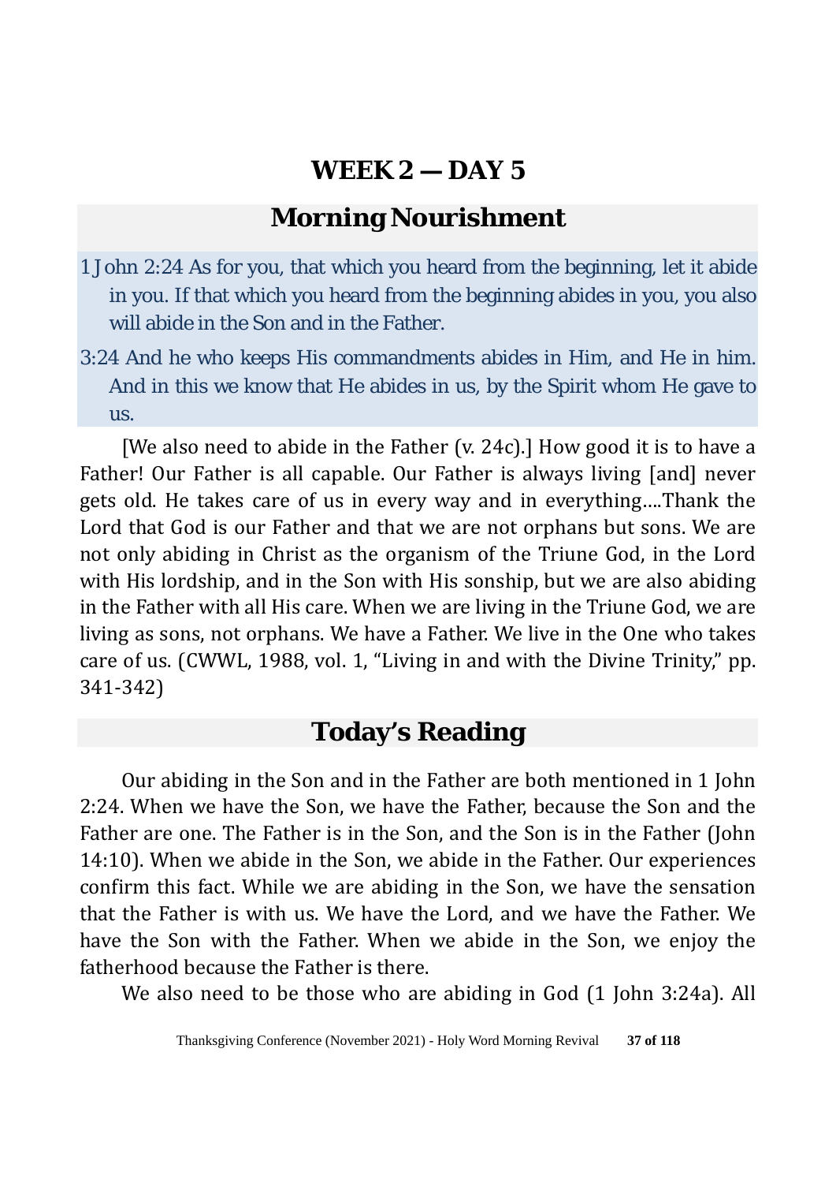## WEEK 2 — DAY 5

### Morning Nourishment

1 John 2:24 As for you, that which you heard from the beginning, let it abide in you. If that which you heard from the beginning abides in you, you also will abide in the Son and in the Father.

3:24 And he who keeps His commandments abides in Him, and He in him. And in this we know that He abides in us, by the Spirit whom He gave to us.

[We also need to abide in the Father (v. 24c).] How good it is to have a Father! Our Father is all capable. Our Father is always living [and] never gets old. He takes care of us in every way and in everything....Thank the Lord that God is our Father and that we are not orphans but sons. We are not only abiding in Christ as the organism of the Triune God, in the Lord with His lordship, and in the Son with His sonship, but we are also abiding in the Father with all His care. When we are living in the Triune God, we are living as sons, not orphans. We have a Father. We live in the One who takes care of us. (CWWL, 1988, vol. 1, "Living in and with the Divine Trinity," pp. 341-342)

### Today's Reading

Our abiding in the Son and in the Father are both mentioned in 1 John 2:24. When we have the Son, we have the Father, because the Son and the Father are one. The Father is in the Son, and the Son is in the Father (John 14:10). When we abide in the Son, we abide in the Father. Our experiences confirm this fact. While we are abiding in the Son, we have the sensation that the Father is with us. We have the Lord, and we have the Father. We have the Son with the Father. When we abide in the Son, we enjoy the fatherhood because the Father is there.

We also need to be those who are abiding in God (1 John 3:24a). All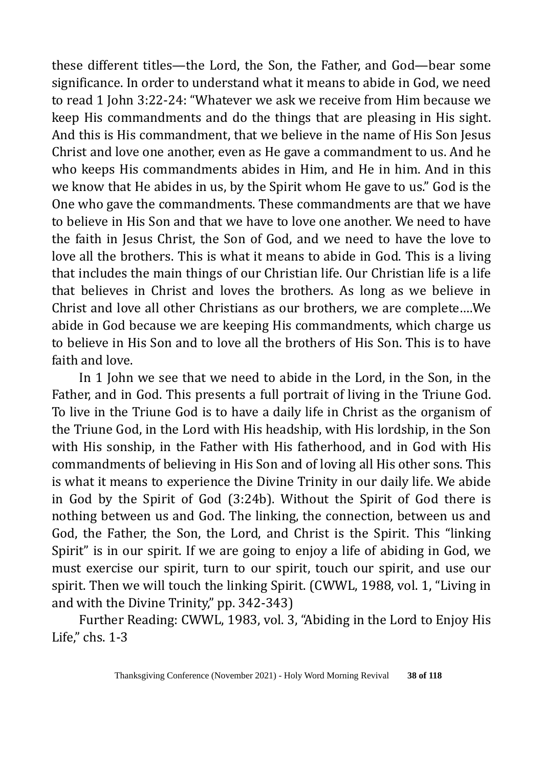these different titles—the Lord, the Son, the Father, and God—bear some significance. In order to understand what it means to abide in God, we need to read 1 John 3:22-24: "Whatever we ask we receive from Him because we keep His commandments and do the things that are pleasing in His sight. And this is His commandment, that we believe in the name of His Son Jesus Christ and love one another, even as He gave a commandment to us. And he who keeps His commandments abides in Him, and He in him. And in this we know that He abides in us, by the Spirit whom He gave to us." God is the One who gave the commandments. These commandments are that we have to believe in His Son and that we have to love one another. We need to have the faith in Jesus Christ, the Son of God, and we need to have the love to love all the brothers. This is what it means to abide in God. This is a living that includes the main things of our Christian life. Our Christian life is a life that believes in Christ and loves the brothers. As long as we believe in Christ and love all other Christians as our brothers, we are complete….We abide in God because we are keeping His commandments, which charge us to believe in His Son and to love all the brothers of His Son. This is to have faith and love.

In 1 John we see that we need to abide in the Lord, in the Son, in the Father, and in God. This presents a full portrait of living in the Triune God. To live in the Triune God is to have a daily life in Christ as the organism of the Triune God, in the Lord with His headship, with His lordship, in the Son with His sonship, in the Father with His fatherhood, and in God with His commandments of believing in His Son and of loving all His other sons. This is what it means to experience the Divine Trinity in our daily life. We abide in God by the Spirit of God (3:24b). Without the Spirit of God there is nothing between us and God. The linking, the connection, between us and God, the Father, the Son, the Lord, and Christ is the Spirit. This "linking Spirit" is in our spirit. If we are going to enjoy a life of abiding in God, we must exercise our spirit, turn to our spirit, touch our spirit, and use our spirit. Then we will touch the linking Spirit. (CWWL, 1988, vol. 1, "Living in and with the Divine Trinity," pp. 342-343)

Further Reading: CWWL, 1983, vol. 3, "Abiding in the Lord to Enjoy His Life," chs. 1-3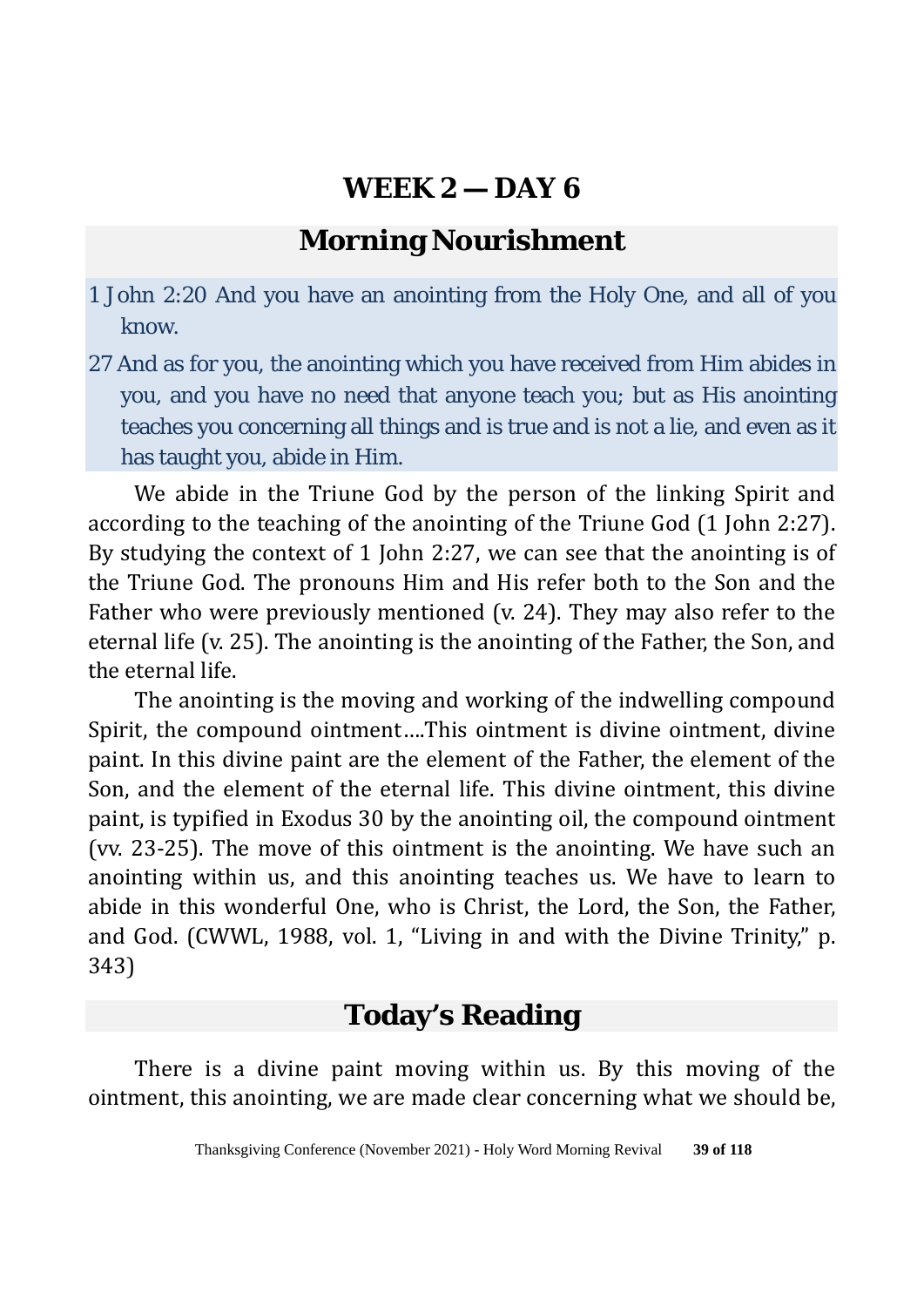# WEEK 2 — DAY 6

## Morning Nourishment

1 John 2:20 And you have an anointing from the Holy One, and all of you know.

27 And as for you, the anointing which you have received from Him abides in you, and you have no need that anyone teach you; but as His anointing teaches you concerning all things and is true and is not a lie, and even as it has taught you, abide in Him.

We abide in the Triune God by the person of the linking Spirit and according to the teaching of the anointing of the Triune God (1 John 2:27). By studying the context of 1 John 2:27, we can see that the anointing is of the Triune God. The pronouns Him and His refer both to the Son and the Father who were previously mentioned (v. 24). They may also refer to the eternal life (v. 25). The anointing is the anointing of the Father, the Son, and the eternal life.

The anointing is the moving and working of the indwelling compound Spirit, the compound ointment….This ointment is divine ointment, divine paint. In this divine paint are the element of the Father, the element of the Son, and the element of the eternal life. This divine ointment, this divine paint, is typified in Exodus 30 by the anointing oil, the compound ointment (vv. 23-25). The move of this ointment is the anointing. We have such an anointing within us, and this anointing teaches us. We have to learn to abide in this wonderful One, who is Christ, the Lord, the Son, the Father, and God. (CWWL, 1988, vol. 1, "Living in and with the Divine Trinity," p. 343)

## Today's Reading

There is a divine paint moving within us. By this moving of the ointment, this anointing, we are made clear concerning what we should be,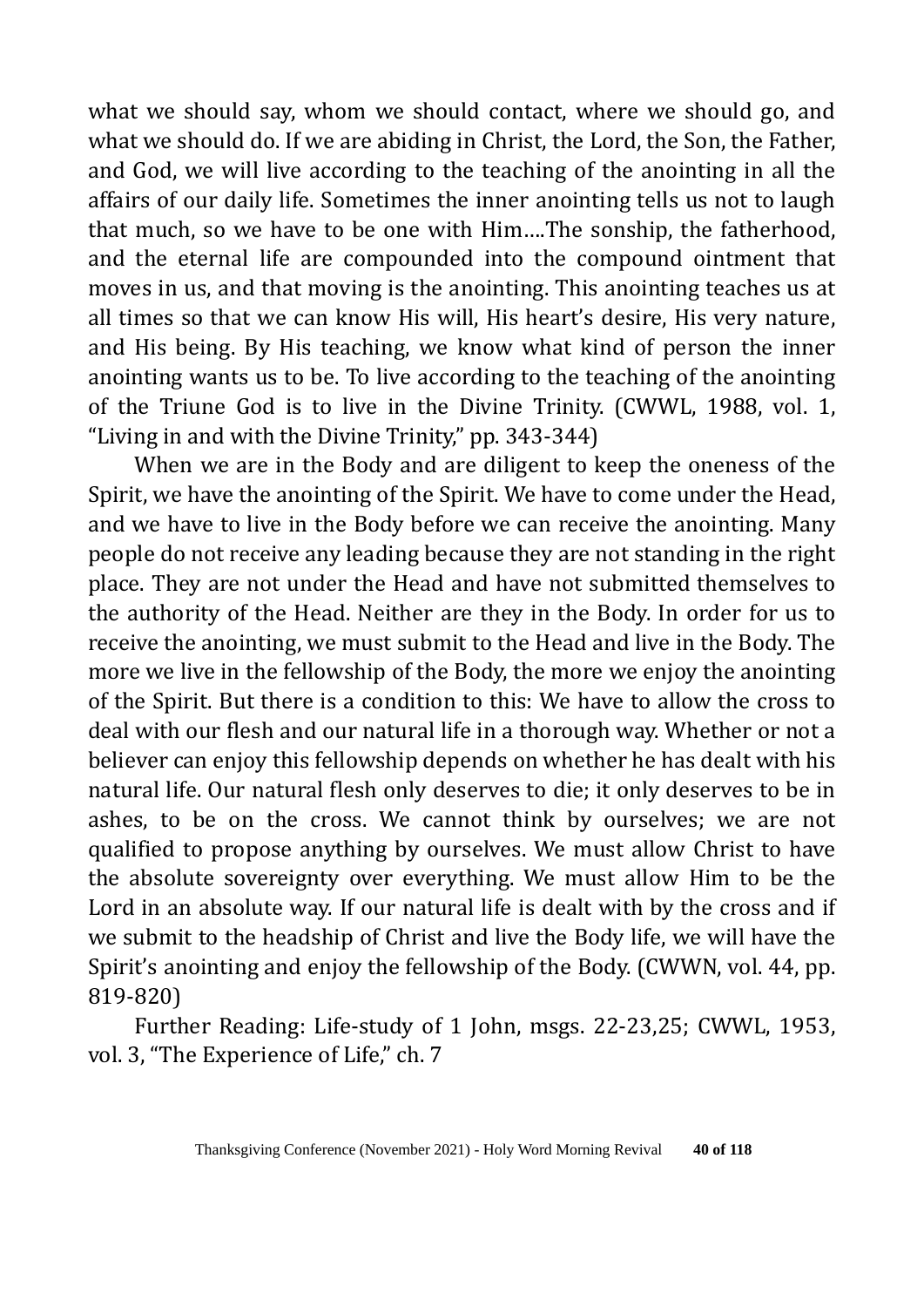what we should say, whom we should contact, where we should go, and what we should do. If we are abiding in Christ, the Lord, the Son, the Father, and God, we will live according to the teaching of the anointing in all the affairs of our daily life. Sometimes the inner anointing tells us not to laugh that much, so we have to be one with Him….The sonship, the fatherhood, and the eternal life are compounded into the compound ointment that moves in us, and that moving is the anointing. This anointing teaches us at all times so that we can know His will, His heart's desire, His very nature, and His being. By His teaching, we know what kind of person the inner anointing wants us to be. To live according to the teaching of the anointing of the Triune God is to live in the Divine Trinity. (CWWL, 1988, vol. 1, "Living in and with the Divine Trinity," pp. 343-344)

When we are in the Body and are diligent to keep the oneness of the Spirit, we have the anointing of the Spirit. We have to come under the Head, and we have to live in the Body before we can receive the anointing. Many people do not receive any leading because they are not standing in the right place. They are not under the Head and have not submitted themselves to the authority of the Head. Neither are they in the Body. In order for us to receive the anointing, we must submit to the Head and live in the Body. The more we live in the fellowship of the Body, the more we enjoy the anointing of the Spirit. But there is a condition to this: We have to allow the cross to deal with our flesh and our natural life in a thorough way. Whether or not a believer can enjoy this fellowship depends on whether he has dealt with his natural life. Our natural flesh only deserves to die; it only deserves to be in ashes, to be on the cross. We cannot think by ourselves; we are not qualified to propose anything by ourselves. We must allow Christ to have the absolute sovereignty over everything. We must allow Him to be the Lord in an absolute way. If our natural life is dealt with by the cross and if we submit to the headship of Christ and live the Body life, we will have the Spirit's anointing and enjoy the fellowship of the Body. (CWWN, vol. 44, pp. 819-820)

Further Reading: Life-study of 1 John, msgs. 22-23,25; CWWL, 1953, vol. 3, "The Experience of Life," ch. 7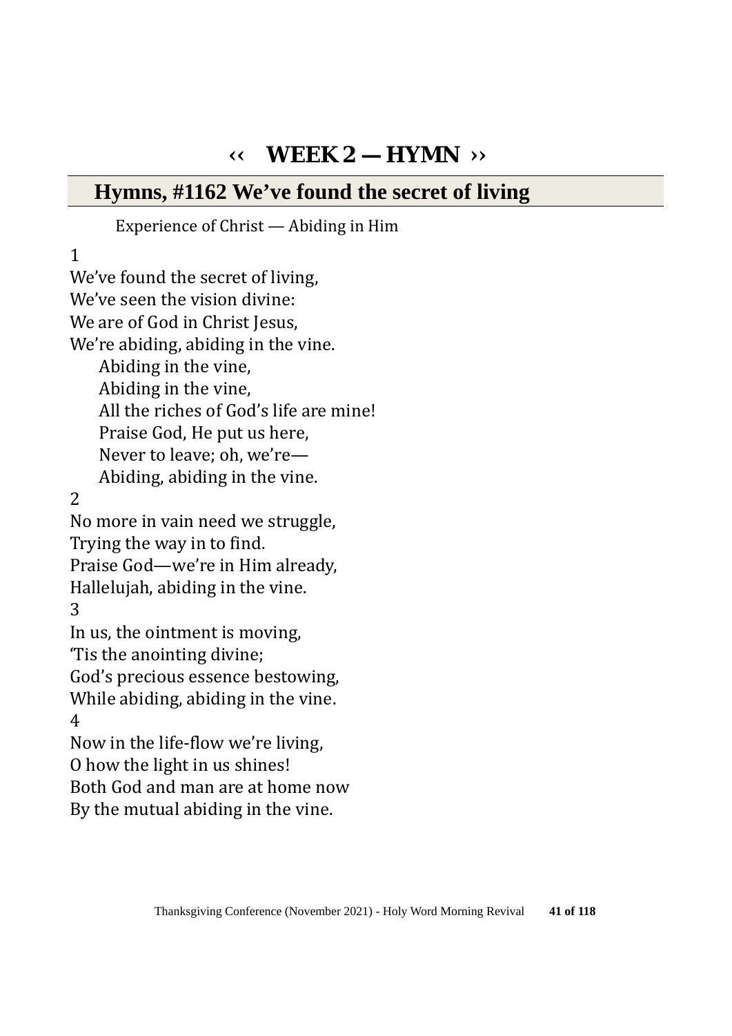# ‹‹ WEEK 2 — HYMN ››

## Hymns, #1162 We've found the secret of living

Experience of Christ — Abiding in Him

1
We've found the secret of living,
We've seen the vision divine:
We are of God in Christ Jesus,
We're abiding, abiding in the vine.
  Abiding in the vine,
  Abiding in the vine,
  All the riches of God's life are mine!
  Praise God, He put us here,
  Never to leave; oh, we're—
  Abiding, abiding in the vine.

2
No more in vain need we struggle,
Trying the way in to find.
Praise God—we're in Him already,
Hallelujah, abiding in the vine.

3
In us, the ointment is moving,
'Tis the anointing divine;
God's precious essence bestowing,
While abiding, abiding in the vine.

4
Now in the life-flow we're living,
O how the light in us shines!
Both God and man are at home now
By the mutual abiding in the vine.